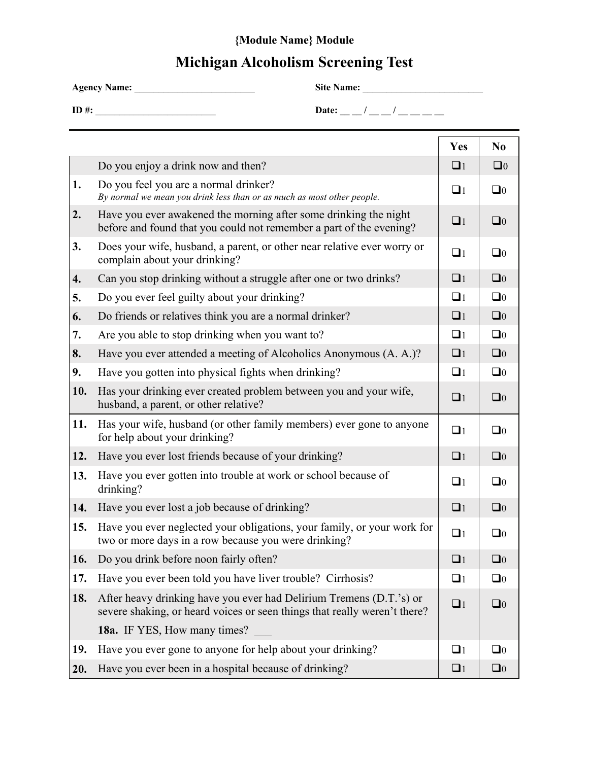**{Module Name} Module**

# Michigan Alcoholism Screening Test

**Agency Name:** ________________________ **Site Name:** ________________________

**ID #:** ________________________ **Date:** __ __ / __ __ / __ __ __ __

| | | Yes | No |
|---|---|---|---|
| | Do you enjoy a drink now and then? | ❑1 | ❑0 |
| **1.** | Do you feel you are a normal drinker? *By normal we mean you drink less than or as much as most other people.* | ❑1 | ❑0 |
| **2.** | Have you ever awakened the morning after some drinking the night before and found that you could not remember a part of the evening? | ❑1 | ❑0 |
| **3.** | Does your wife, husband, a parent, or other near relative ever worry or complain about your drinking? | ❑1 | ❑0 |
| **4.** | Can you stop drinking without a struggle after one or two drinks? | ❑1 | ❑0 |
| **5.** | Do you ever feel guilty about your drinking? | ❑1 | ❑0 |
| **6.** | Do friends or relatives think you are a normal drinker? | ❑1 | ❑0 |
| **7.** | Are you able to stop drinking when you want to? | ❑1 | ❑0 |
| **8.** | Have you ever attended a meeting of Alcoholics Anonymous (A. A.)? | ❑1 | ❑0 |
| **9.** | Have you gotten into physical fights when drinking? | ❑1 | ❑0 |
| **10.** | Has your drinking ever created problem between you and your wife, husband, a parent, or other relative? | ❑1 | ❑0 |
| **11.** | Has your wife, husband (or other family members) ever gone to anyone for help about your drinking? | ❑1 | ❑0 |
| **12.** | Have you ever lost friends because of your drinking? | ❑1 | ❑0 |
| **13.** | Have you ever gotten into trouble at work or school because of drinking? | ❑1 | ❑0 |
| **14.** | Have you ever lost a job because of drinking? | ❑1 | ❑0 |
| **15.** | Have you ever neglected your obligations, your family, or your work for two or more days in a row because you were drinking? | ❑1 | ❑0 |
| **16.** | Do you drink before noon fairly often? | ❑1 | ❑0 |
| **17.** | Have you ever been told you have liver trouble? Cirrhosis? | ❑1 | ❑0 |
| **18.** | After heavy drinking have you ever had Delirium Tremens (D.T.'s) or severe shaking, or heard voices or seen things that really weren't there? | ❑1 | ❑0 |
| | **18a.** IF YES, How many times? ___ | | |
| **19.** | Have you ever gone to anyone for help about your drinking? | ❑1 | ❑0 |
| **20.** | Have you ever been in a hospital because of drinking? | ❑1 | ❑0 |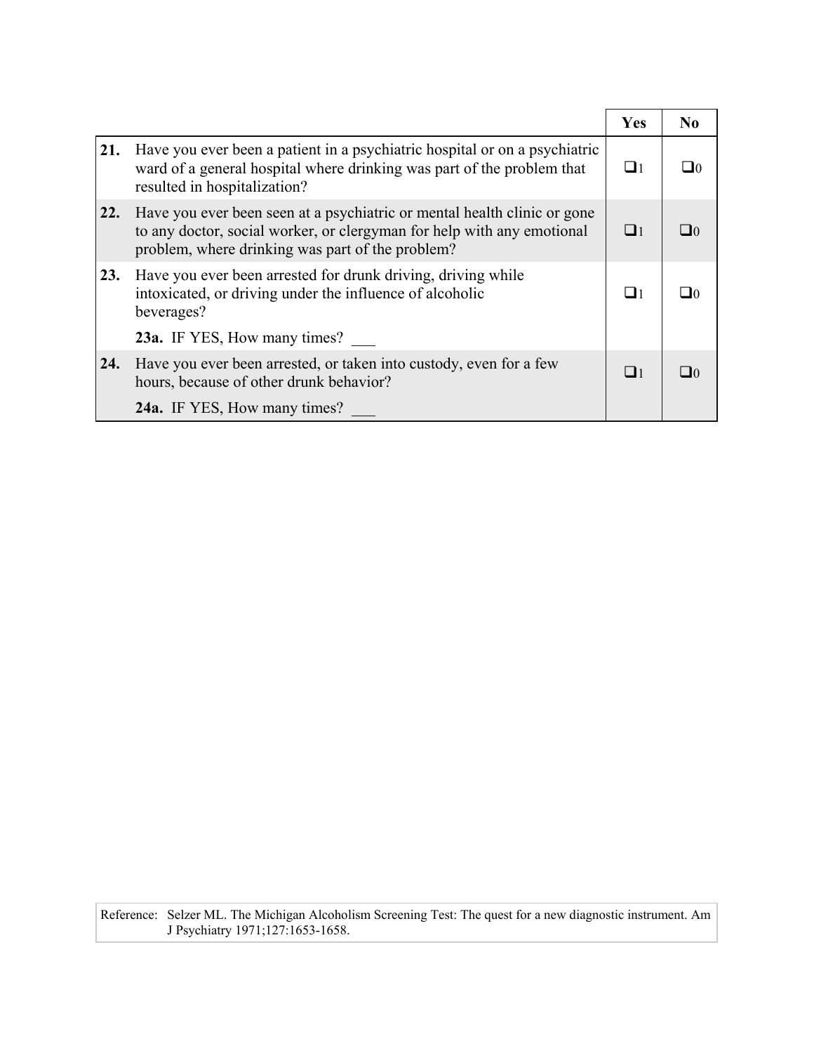| | | Yes | No |
|---|---|---|---|
| **21.** | Have you ever been a patient in a psychiatric hospital or on a psychiatric ward of a general hospital where drinking was part of the problem that resulted in hospitalization? | ❑1 | ❑0 |
| **22.** | Have you ever been seen at a psychiatric or mental health clinic or gone to any doctor, social worker, or clergyman for help with any emotional problem, where drinking was part of the problem? | ❑1 | ❑0 |
| **23.** | Have you ever been arrested for drunk driving, driving while intoxicated, or driving under the influence of alcoholic beverages? | ❑1 | ❑0 |
| | **23a.** IF YES, How many times? ___ | | |
| **24.** | Have you ever been arrested, or taken into custody, even for a few hours, because of other drunk behavior? | ❑1 | ❑0 |
| | **24a.** IF YES, How many times? ___ | | |

Reference: Selzer ML. The Michigan Alcoholism Screening Test: The quest for a new diagnostic instrument. Am J Psychiatry 1971;127:1653-1658.